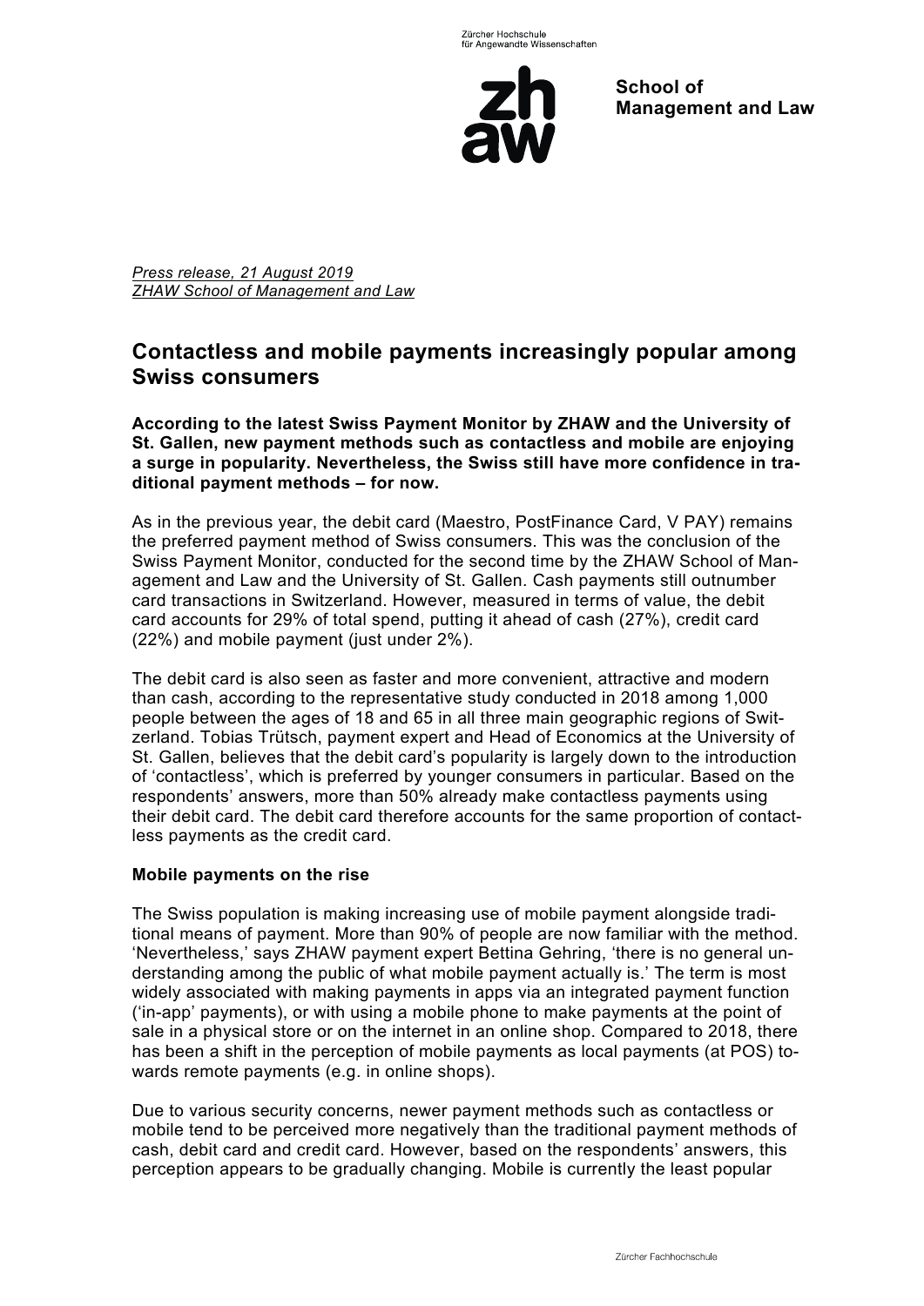Zürcher Hochschule für Angewandte Wissenschaften

**School of Management and Law**

*Press release, 21 August 2019*
*ZHAW School of Management and Law*

## Contactless and mobile payments increasingly popular among Swiss consumers

**According to the latest Swiss Payment Monitor by ZHAW and the University of St. Gallen, new payment methods such as contactless and mobile are enjoying a surge in popularity. Nevertheless, the Swiss still have more confidence in traditional payment methods – for now.**

As in the previous year, the debit card (Maestro, PostFinance Card, V PAY) remains the preferred payment method of Swiss consumers. This was the conclusion of the Swiss Payment Monitor, conducted for the second time by the ZHAW School of Management and Law and the University of St. Gallen. Cash payments still outnumber card transactions in Switzerland. However, measured in terms of value, the debit card accounts for 29% of total spend, putting it ahead of cash (27%), credit card (22%) and mobile payment (just under 2%).

The debit card is also seen as faster and more convenient, attractive and modern than cash, according to the representative study conducted in 2018 among 1,000 people between the ages of 18 and 65 in all three main geographic regions of Switzerland. Tobias Trütsch, payment expert and Head of Economics at the University of St. Gallen, believes that the debit card's popularity is largely down to the introduction of 'contactless', which is preferred by younger consumers in particular. Based on the respondents' answers, more than 50% already make contactless payments using their debit card. The debit card therefore accounts for the same proportion of contactless payments as the credit card.

**Mobile payments on the rise**

The Swiss population is making increasing use of mobile payment alongside traditional means of payment. More than 90% of people are now familiar with the method. 'Nevertheless,' says ZHAW payment expert Bettina Gehring, 'there is no general understanding among the public of what mobile payment actually is.' The term is most widely associated with making payments in apps via an integrated payment function ('in-app' payments), or with using a mobile phone to make payments at the point of sale in a physical store or on the internet in an online shop. Compared to 2018, there has been a shift in the perception of mobile payments as local payments (at POS) towards remote payments (e.g. in online shops).

Due to various security concerns, newer payment methods such as contactless or mobile tend to be perceived more negatively than the traditional payment methods of cash, debit card and credit card. However, based on the respondents' answers, this perception appears to be gradually changing. Mobile is currently the least popular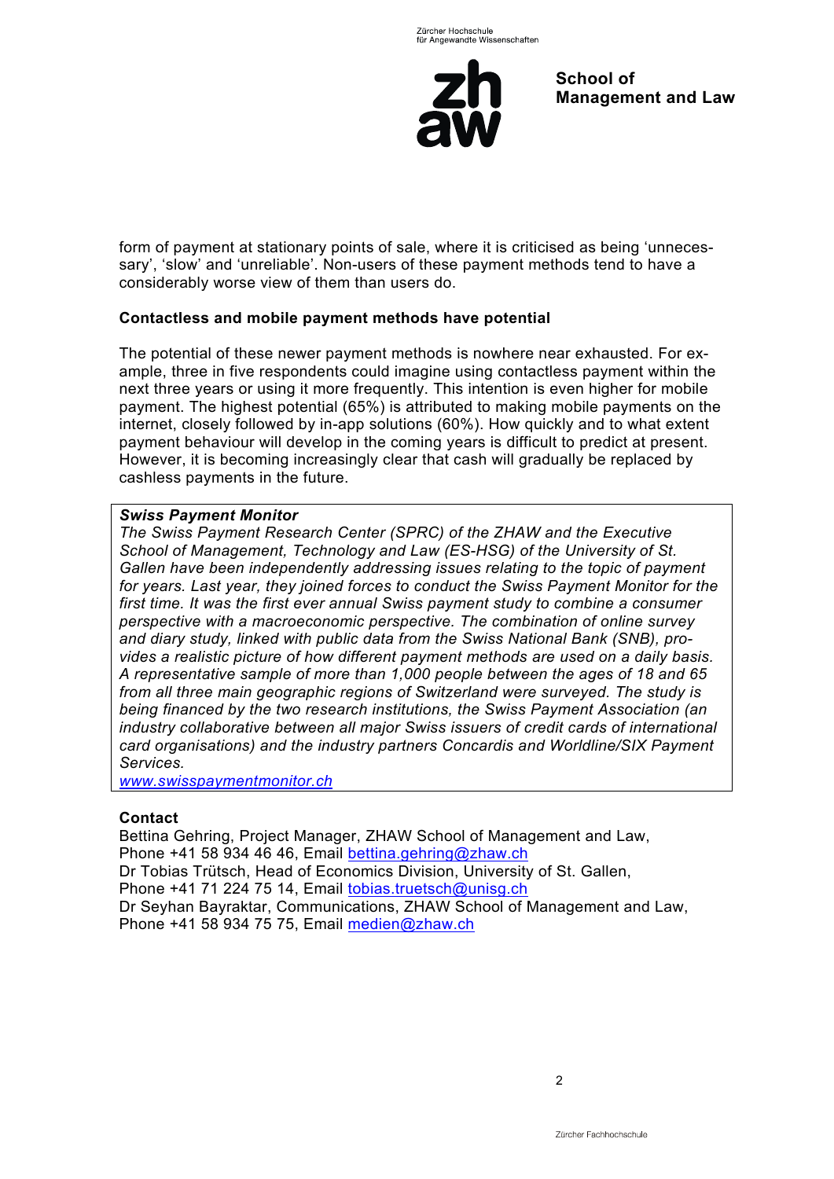form of payment at stationary points of sale, where it is criticised as being 'unnecessary', 'slow' and 'unreliable'. Non-users of these payment methods tend to have a considerably worse view of them than users do.

**Contactless and mobile payment methods have potential**

The potential of these newer payment methods is nowhere near exhausted. For example, three in five respondents could imagine using contactless payment within the next three years or using it more frequently. This intention is even higher for mobile payment. The highest potential (65%) is attributed to making mobile payments on the internet, closely followed by in-app solutions (60%). How quickly and to what extent payment behaviour will develop in the coming years is difficult to predict at present. However, it is becoming increasingly clear that cash will gradually be replaced by cashless payments in the future.

***Swiss Payment Monitor***

*The Swiss Payment Research Center (SPRC) of the ZHAW and the Executive School of Management, Technology and Law (ES-HSG) of the University of St. Gallen have been independently addressing issues relating to the topic of payment for years. Last year, they joined forces to conduct the Swiss Payment Monitor for the first time. It was the first ever annual Swiss payment study to combine a consumer perspective with a macroeconomic perspective. The combination of online survey and diary study, linked with public data from the Swiss National Bank (SNB), provides a realistic picture of how different payment methods are used on a daily basis. A representative sample of more than 1,000 people between the ages of 18 and 65 from all three main geographic regions of Switzerland were surveyed. The study is being financed by the two research institutions, the Swiss Payment Association (an industry collaborative between all major Swiss issuers of credit cards of international card organisations) and the industry partners Concardis and Worldline/SIX Payment Services.*

*www.swisspaymentmonitor.ch*

**Contact**

Bettina Gehring, Project Manager, ZHAW School of Management and Law,
Phone +41 58 934 46 46, Email bettina.gehring@zhaw.ch
Dr Tobias Trütsch, Head of Economics Division, University of St. Gallen,
Phone +41 71 224 75 14, Email tobias.truetsch@unisg.ch
Dr Seyhan Bayraktar, Communications, ZHAW School of Management and Law,
Phone +41 58 934 75 75, Email medien@zhaw.ch